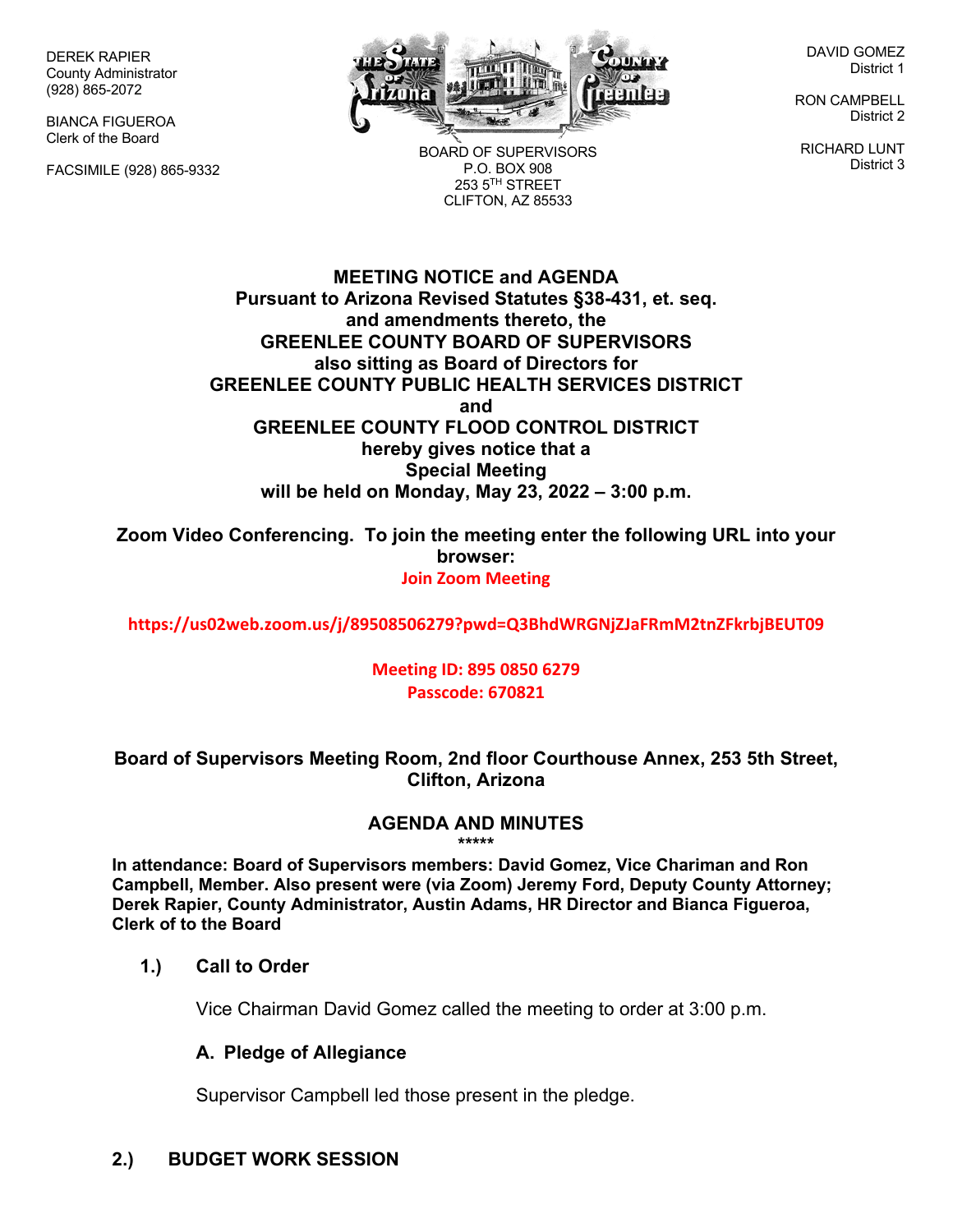DEREK RAPIER
County Administrator
(928) 865-2072

BIANCA FIGUEROA
Clerk of the Board

FACSIMILE (928) 865-9332

BOARD OF SUPERVISORS
P.O. BOX 908
253 5TH STREET
CLIFTON, AZ 85533

DAVID GOMEZ
District 1

RON CAMPBELL
District 2

RICHARD LUNT
District 3

**MEETING NOTICE and AGENDA**
**Pursuant to Arizona Revised Statutes §38-431, et. seq.**
**and amendments thereto, the**
**GREENLEE COUNTY BOARD OF SUPERVISORS**
**also sitting as Board of Directors for**
**GREENLEE COUNTY PUBLIC HEALTH SERVICES DISTRICT**
**and**
**GREENLEE COUNTY FLOOD CONTROL DISTRICT**
**hereby gives notice that a**
**Special Meeting**
**will be held on Monday, May 23, 2022 – 3:00 p.m.**

**Zoom Video Conferencing. To join the meeting enter the following URL into your browser:**

**Join Zoom Meeting**

**https://us02web.zoom.us/j/89508506279?pwd=Q3BhdWRGNjZJaFRmM2tnZFkrbjBEUT09**

**Meeting ID: 895 0850 6279**
**Passcode: 670821**

**Board of Supervisors Meeting Room, 2nd floor Courthouse Annex, 253 5th Street, Clifton, Arizona**

## AGENDA AND MINUTES

*****

**In attendance: Board of Supervisors members: David Gomez, Vice Chariman and Ron Campbell, Member. Also present were (via Zoom) Jeremy Ford, Deputy County Attorney; Derek Rapier, County Administrator, Austin Adams, HR Director and Bianca Figueroa, Clerk of to the Board**

### 1.) Call to Order

Vice Chairman David Gomez called the meeting to order at 3:00 p.m.

#### A. Pledge of Allegiance

Supervisor Campbell led those present in the pledge.

### 2.) BUDGET WORK SESSION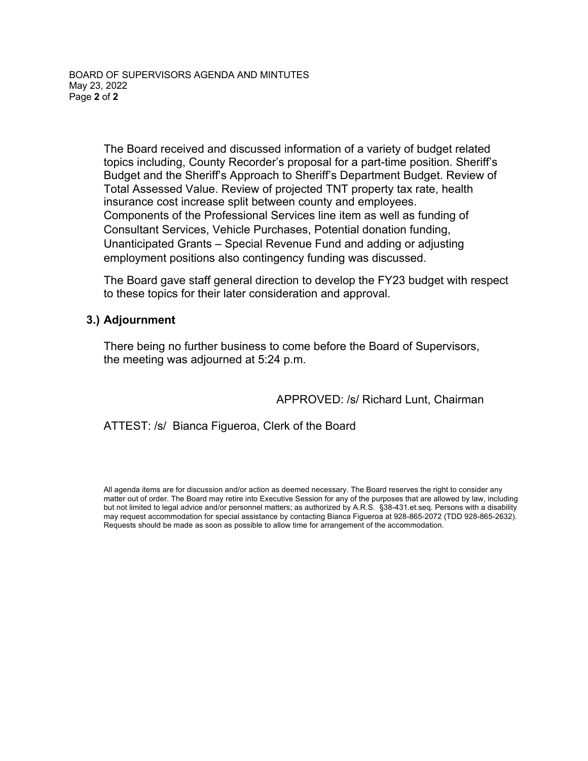The Board received and discussed information of a variety of budget related topics including, County Recorder's proposal for a part-time position. Sheriff's Budget and the Sheriff's Approach to Sheriff's Department Budget. Review of Total Assessed Value. Review of projected TNT property tax rate, health insurance cost increase split between county and employees. Components of the Professional Services line item as well as funding of Consultant Services, Vehicle Purchases, Potential donation funding, Unanticipated Grants – Special Revenue Fund and adding or adjusting employment positions also contingency funding was discussed.

The Board gave staff general direction to develop the FY23 budget with respect to these topics for their later consideration and approval.

### 3.) Adjournment

There being no further business to come before the Board of Supervisors, the meeting was adjourned at 5:24 p.m.

APPROVED: /s/ Richard Lunt, Chairman

ATTEST: /s/ Bianca Figueroa, Clerk of the Board

All agenda items are for discussion and/or action as deemed necessary. The Board reserves the right to consider any matter out of order. The Board may retire into Executive Session for any of the purposes that are allowed by law, including but not limited to legal advice and/or personnel matters; as authorized by A.R.S. §38-431.et.seq. Persons with a disability may request accommodation for special assistance by contacting Bianca Figueroa at 928-865-2072 (TDD 928-865-2632). Requests should be made as soon as possible to allow time for arrangement of the accommodation.